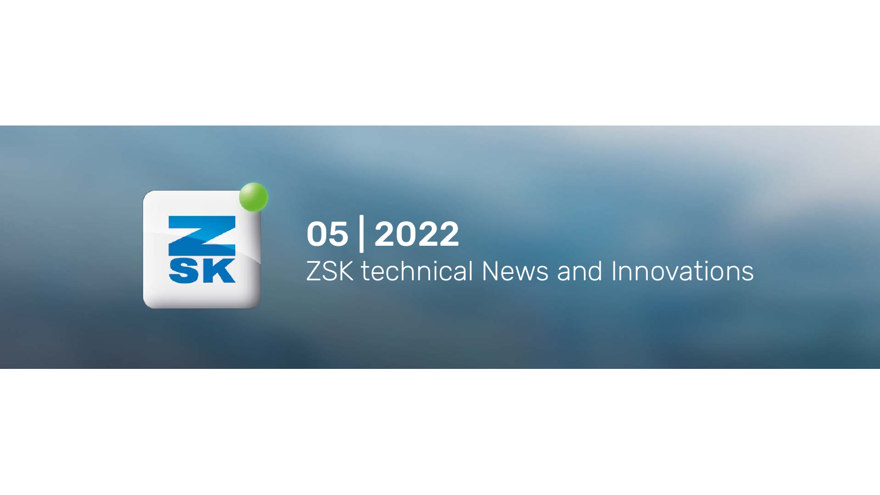# 05 | 2022

ZSK technical News and Innovations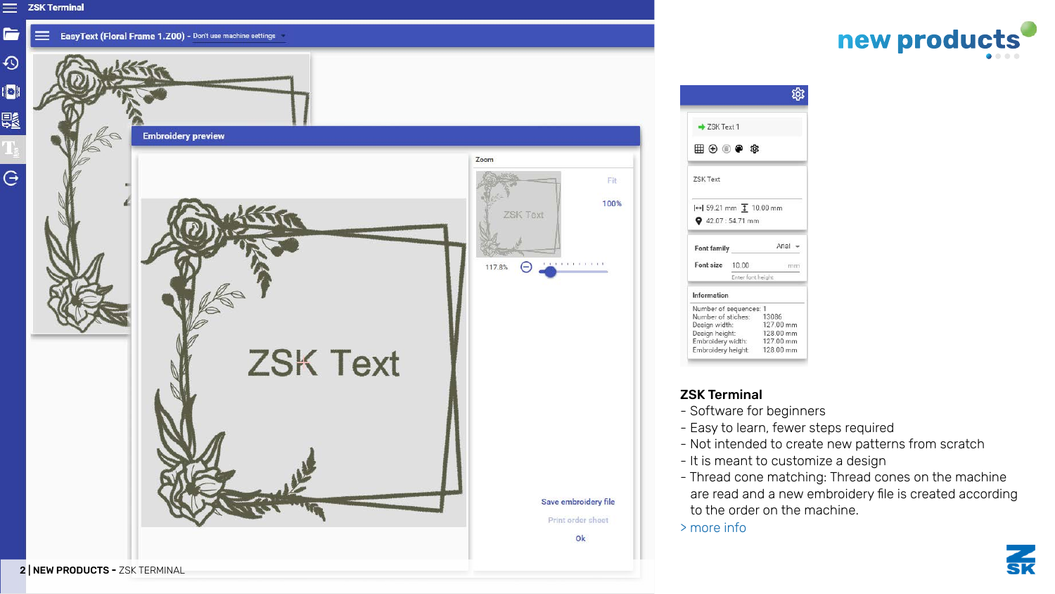## ZSK Terminal

- Software for beginners
- Easy to learn, fewer steps required
- Not intended to create new patterns from scratch
- It is meant to customize a design
- Thread cone matching: Thread cones on the machine are read and a new embroidery file is created according to the order on the machine.

> more info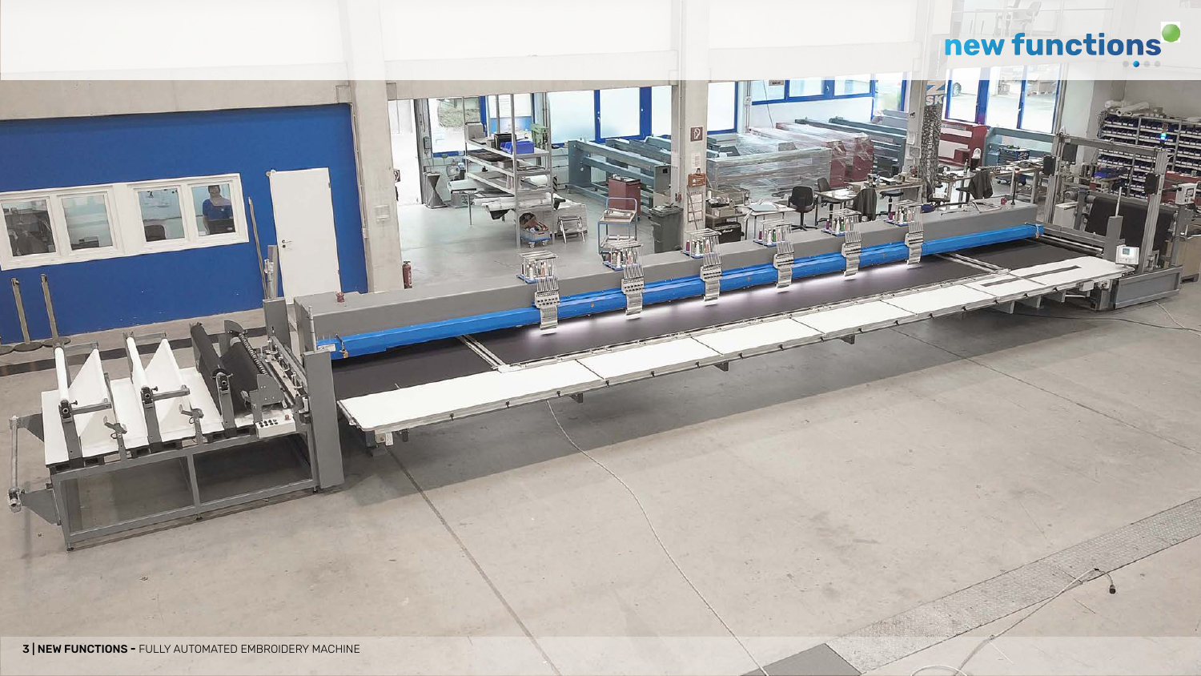new functions

3 | NEW FUNCTIONS - FULLY AUTOMATED EMBROIDERY MACHINE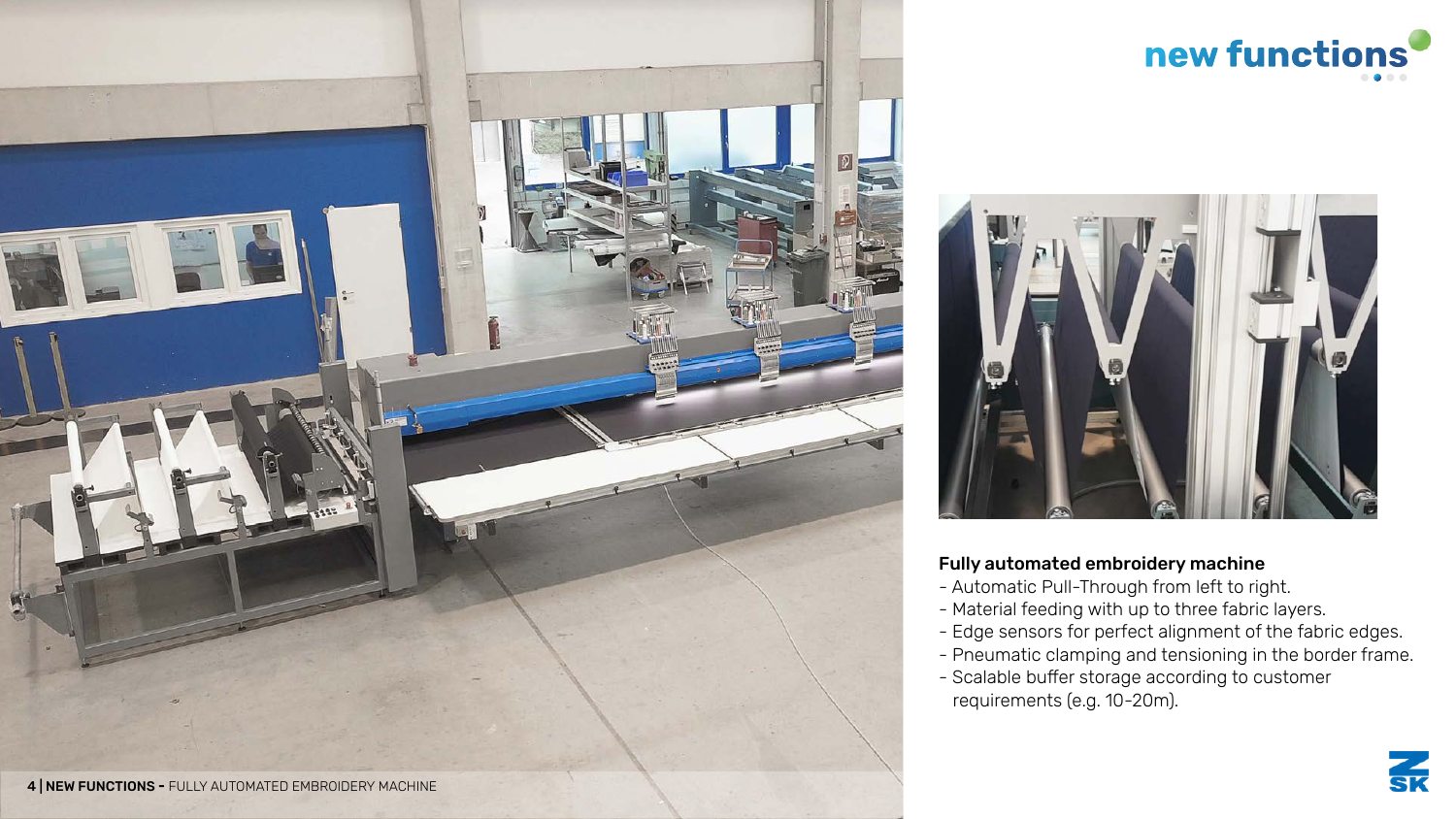# new functions

### Fully automated embroidery machine

- Automatic Pull-Through from left to right.
- Material feeding with up to three fabric layers.
- Edge sensors for perfect alignment of the fabric edges.
- Pneumatic clamping and tensioning in the border frame.
- Scalable buffer storage according to customer requirements (e.g. 10-20m).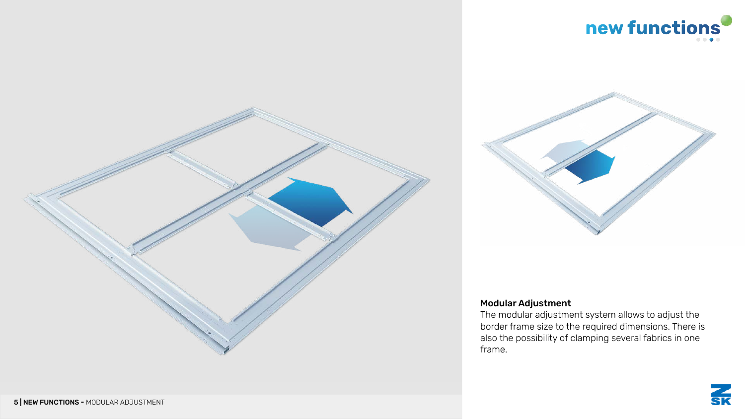new functions

## Modular Adjustment

The modular adjustment system allows to adjust the border frame size to the required dimensions. There is also the possibility of clamping several fabrics in one frame.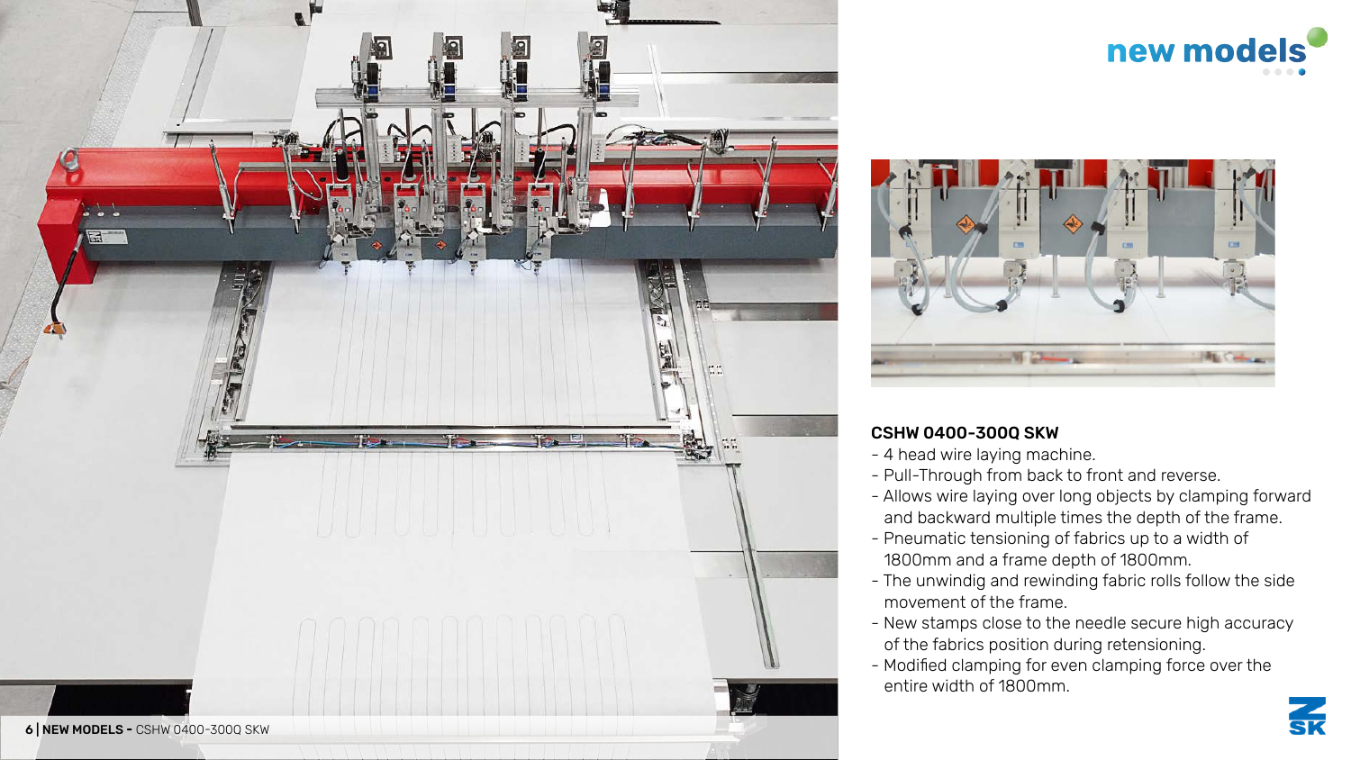## CSHW 0400-300Q SKW

- 4 head wire laying machine.
- Pull-Through from back to front and reverse.
- Allows wire laying over long objects by clamping forward and backward multiple times the depth of the frame.
- Pneumatic tensioning of fabrics up to a width of 1800mm and a frame depth of 1800mm.
- The unwindig and rewinding fabric rolls follow the side movement of the frame.
- New stamps close to the needle secure high accuracy of the fabrics position during retensioning.
- Modified clamping for even clamping force over the entire width of 1800mm.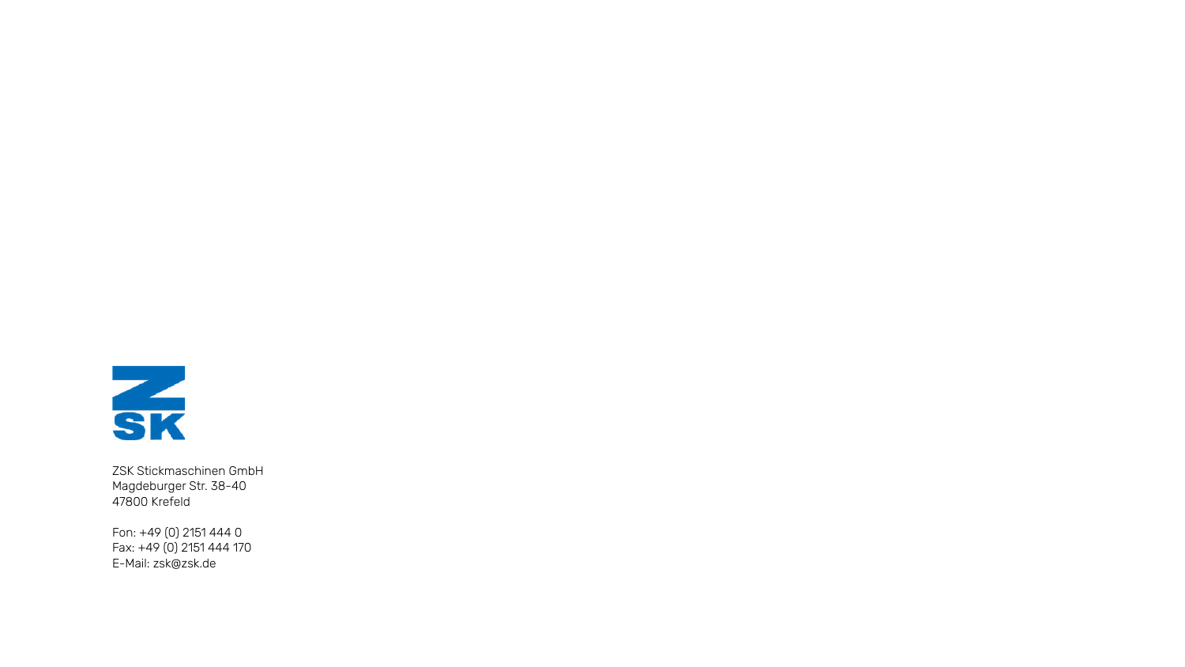ZSK Stickmaschinen GmbH
Magdeburger Str. 38-40
47800 Krefeld

Fon: +49 (0) 2151 444 0
Fax: +49 (0) 2151 444 170
E-Mail: zsk@zsk.de